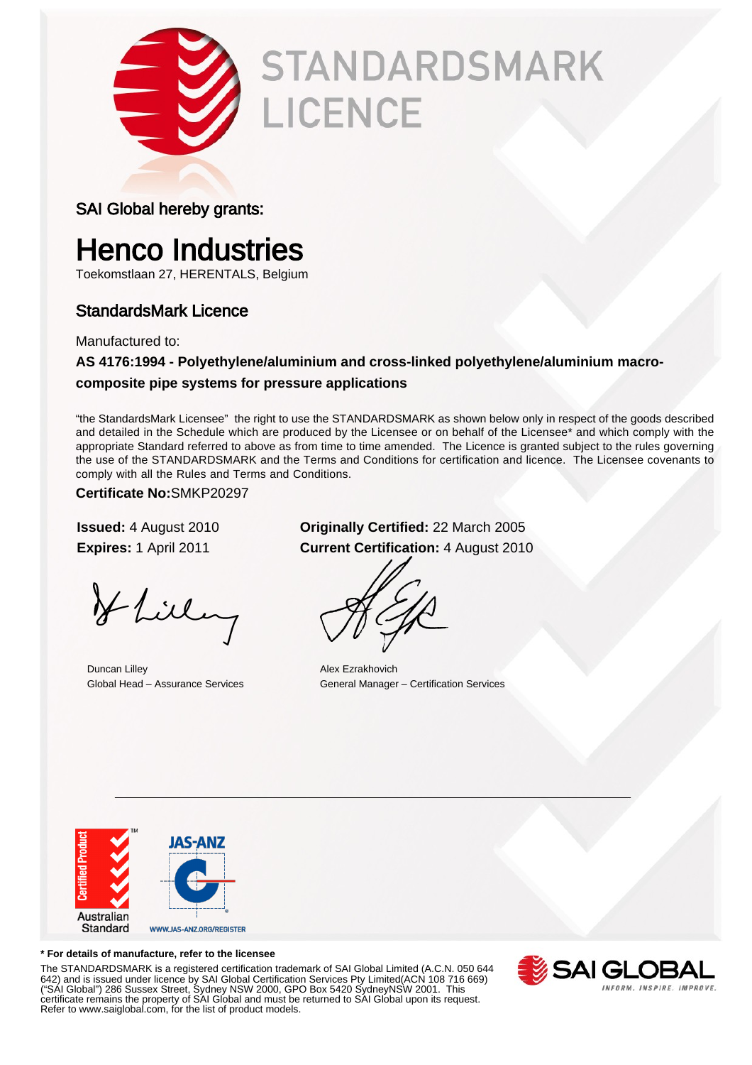# STANDARDSMARK LICENCE

SAI Global hereby grants:

# Henco Industries

Toekomstlaan 27, HERENTALS, Belgium

## StandardsMark Licence

Manufactured to:

**AS 4176:1994 - Polyethylene/aluminium and cross-linked polyethylene/aluminium macro-composite pipe systems for pressure applications**

"the StandardsMark Licensee" the right to use the STANDARDSMARK as shown below only in respect of the goods described and detailed in the Schedule which are produced by the Licensee or on behalf of the Licensee* and which comply with the appropriate Standard referred to above as from time to time amended. The Licence is granted subject to the rules governing the use of the STANDARDSMARK and the Terms and Conditions for certification and licence. The Licensee covenants to comply with all the Rules and Terms and Conditions.

**Certificate No:**SMKP20297

**Issued:** 4 August 2010
**Expires:** 1 April 2011

**Originally Certified:** 22 March 2005
**Current Certification:** 4 August 2010

Duncan Lilley
Global Head – Assurance Services

Alex Ezrakhovich
General Manager – Certification Services

Certified Product
Australian Standard

JAS-ANZ
WWW.JAS-ANZ.ORG/REGISTER

**\* For details of manufacture, refer to the licensee**

The STANDARDSMARK is a registered certification trademark of SAI Global Limited (A.C.N. 050 644 642) and is issued under licence by SAI Global Certification Services Pty Limited(ACN 108 716 669) ("SAI Global") 286 Sussex Street, Sydney NSW 2000, GPO Box 5420 SydneyNSW 2001. This certificate remains the property of SAI Global and must be returned to SAI Global upon its request. Refer to www.saiglobal.com, for the list of product models.

SAI GLOBAL
INFORM. INSPIRE. IMPROVE.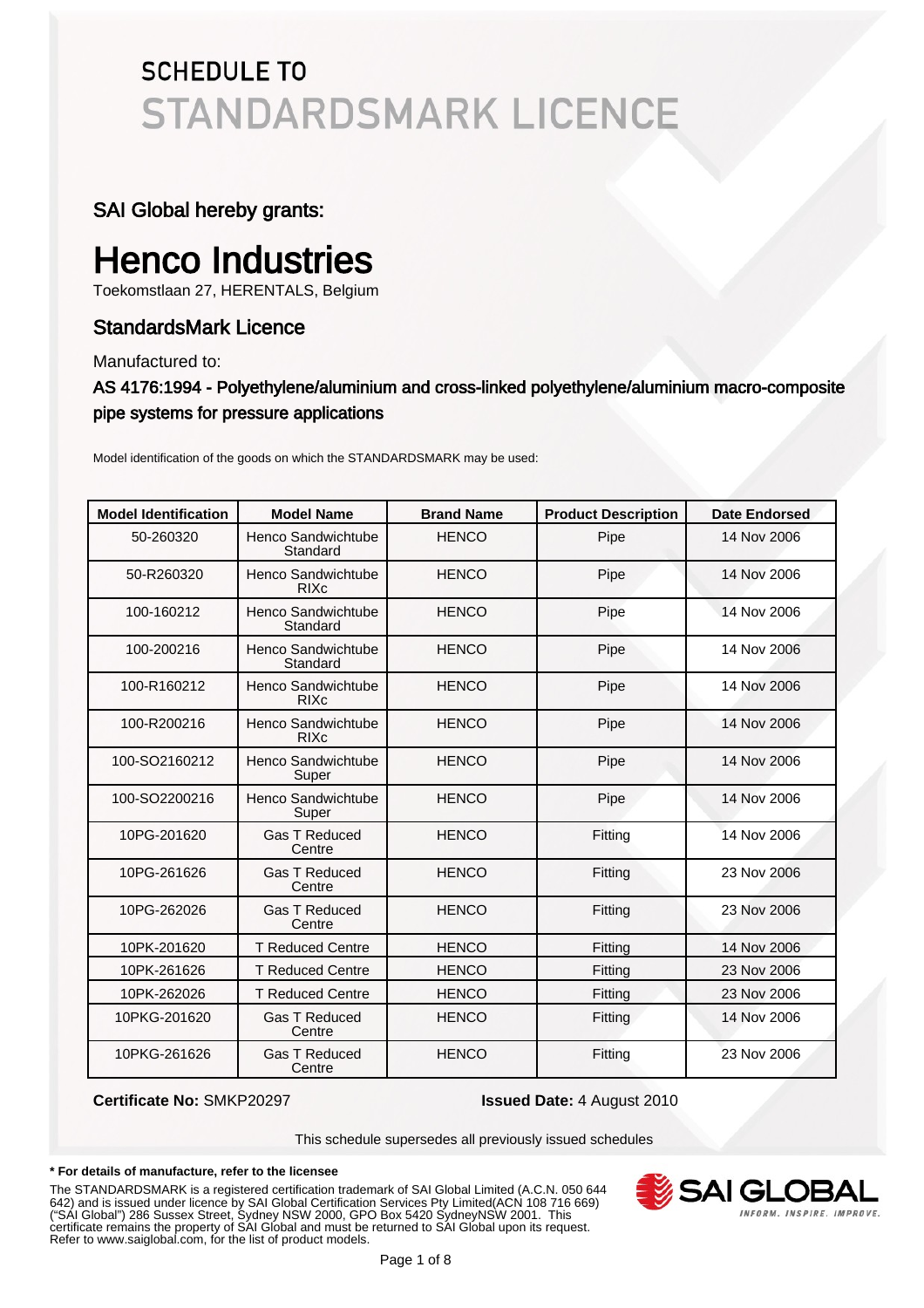# SCHEDULE TO STANDARDSMARK LICENCE

## SAI Global hereby grants:

# Henco Industries

Toekomstlaan 27, HERENTALS, Belgium

## StandardsMark Licence

Manufactured to:

### AS 4176:1994 - Polyethylene/aluminium and cross-linked polyethylene/aluminium macro-composite pipe systems for pressure applications

Model identification of the goods on which the STANDARDSMARK may be used:

| Model Identification | Model Name | Brand Name | Product Description | Date Endorsed |
|---|---|---|---|---|
| 50-260320 | Henco Sandwichtube Standard | HENCO | Pipe | 14 Nov 2006 |
| 50-R260320 | Henco Sandwichtube RIXc | HENCO | Pipe | 14 Nov 2006 |
| 100-160212 | Henco Sandwichtube Standard | HENCO | Pipe | 14 Nov 2006 |
| 100-200216 | Henco Sandwichtube Standard | HENCO | Pipe | 14 Nov 2006 |
| 100-R160212 | Henco Sandwichtube RIXc | HENCO | Pipe | 14 Nov 2006 |
| 100-R200216 | Henco Sandwichtube RIXc | HENCO | Pipe | 14 Nov 2006 |
| 100-SO2160212 | Henco Sandwichtube Super | HENCO | Pipe | 14 Nov 2006 |
| 100-SO2200216 | Henco Sandwichtube Super | HENCO | Pipe | 14 Nov 2006 |
| 10PG-201620 | Gas T Reduced Centre | HENCO | Fitting | 14 Nov 2006 |
| 10PG-261626 | Gas T Reduced Centre | HENCO | Fitting | 23 Nov 2006 |
| 10PG-262026 | Gas T Reduced Centre | HENCO | Fitting | 23 Nov 2006 |
| 10PK-201620 | T Reduced Centre | HENCO | Fitting | 14 Nov 2006 |
| 10PK-261626 | T Reduced Centre | HENCO | Fitting | 23 Nov 2006 |
| 10PK-262026 | T Reduced Centre | HENCO | Fitting | 23 Nov 2006 |
| 10PKG-201620 | Gas T Reduced Centre | HENCO | Fitting | 14 Nov 2006 |
| 10PKG-261626 | Gas T Reduced Centre | HENCO | Fitting | 23 Nov 2006 |

**Certificate No:** SMKP20297 **Issued Date:** 4 August 2010

This schedule supersedes all previously issued schedules

**\* For details of manufacture, refer to the licensee**

The STANDARDSMARK is a registered certification trademark of SAI Global Limited (A.C.N. 050 644 642) and is issued under licence by SAI Global Certification Services Pty Limited(ACN 108 716 669) ("SAI Global") 286 Sussex Street, Sydney NSW 2000, GPO Box 5420 SydneyNSW 2001. This certificate remains the property of SAI Global and must be returned to SAI Global upon its request. Refer to www.saiglobal.com, for the list of product models.

SAI GLOBAL
INFORM. INSPIRE. IMPROVE.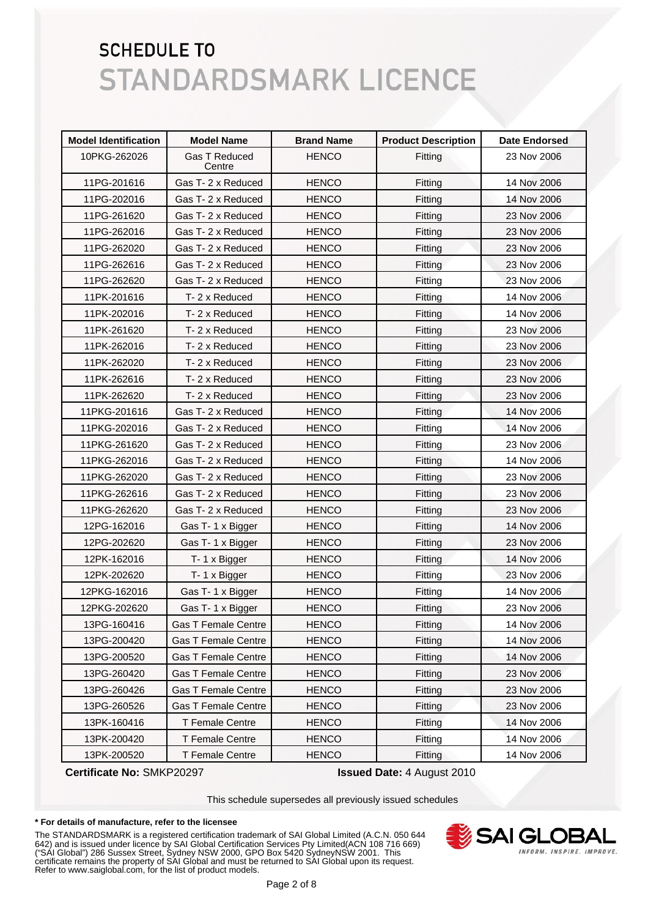# SCHEDULE TO
# STANDARDSMARK LICENCE

| Model Identification | Model Name | Brand Name | Product Description | Date Endorsed |
|---|---|---|---|---|
| 10PKG-262026 | Gas T Reduced Centre | HENCO | Fitting | 23 Nov 2006 |
| 11PG-201616 | Gas T- 2 x Reduced | HENCO | Fitting | 14 Nov 2006 |
| 11PG-202016 | Gas T- 2 x Reduced | HENCO | Fitting | 14 Nov 2006 |
| 11PG-261620 | Gas T- 2 x Reduced | HENCO | Fitting | 23 Nov 2006 |
| 11PG-262016 | Gas T- 2 x Reduced | HENCO | Fitting | 23 Nov 2006 |
| 11PG-262020 | Gas T- 2 x Reduced | HENCO | Fitting | 23 Nov 2006 |
| 11PG-262616 | Gas T- 2 x Reduced | HENCO | Fitting | 23 Nov 2006 |
| 11PG-262620 | Gas T- 2 x Reduced | HENCO | Fitting | 23 Nov 2006 |
| 11PK-201616 | T- 2 x Reduced | HENCO | Fitting | 14 Nov 2006 |
| 11PK-202016 | T- 2 x Reduced | HENCO | Fitting | 14 Nov 2006 |
| 11PK-261620 | T- 2 x Reduced | HENCO | Fitting | 23 Nov 2006 |
| 11PK-262016 | T- 2 x Reduced | HENCO | Fitting | 23 Nov 2006 |
| 11PK-262020 | T- 2 x Reduced | HENCO | Fitting | 23 Nov 2006 |
| 11PK-262616 | T- 2 x Reduced | HENCO | Fitting | 23 Nov 2006 |
| 11PK-262620 | T- 2 x Reduced | HENCO | Fitting | 23 Nov 2006 |
| 11PKG-201616 | Gas T- 2 x Reduced | HENCO | Fitting | 14 Nov 2006 |
| 11PKG-202016 | Gas T- 2 x Reduced | HENCO | Fitting | 14 Nov 2006 |
| 11PKG-261620 | Gas T- 2 x Reduced | HENCO | Fitting | 23 Nov 2006 |
| 11PKG-262016 | Gas T- 2 x Reduced | HENCO | Fitting | 14 Nov 2006 |
| 11PKG-262020 | Gas T- 2 x Reduced | HENCO | Fitting | 23 Nov 2006 |
| 11PKG-262616 | Gas T- 2 x Reduced | HENCO | Fitting | 23 Nov 2006 |
| 11PKG-262620 | Gas T- 2 x Reduced | HENCO | Fitting | 23 Nov 2006 |
| 12PG-162016 | Gas T- 1 x Bigger | HENCO | Fitting | 14 Nov 2006 |
| 12PG-202620 | Gas T- 1 x Bigger | HENCO | Fitting | 23 Nov 2006 |
| 12PK-162016 | T- 1 x Bigger | HENCO | Fitting | 14 Nov 2006 |
| 12PK-202620 | T- 1 x Bigger | HENCO | Fitting | 23 Nov 2006 |
| 12PKG-162016 | Gas T- 1 x Bigger | HENCO | Fitting | 14 Nov 2006 |
| 12PKG-202620 | Gas T- 1 x Bigger | HENCO | Fitting | 23 Nov 2006 |
| 13PG-160416 | Gas T Female Centre | HENCO | Fitting | 14 Nov 2006 |
| 13PG-200420 | Gas T Female Centre | HENCO | Fitting | 14 Nov 2006 |
| 13PG-200520 | Gas T Female Centre | HENCO | Fitting | 14 Nov 2006 |
| 13PG-260420 | Gas T Female Centre | HENCO | Fitting | 23 Nov 2006 |
| 13PG-260426 | Gas T Female Centre | HENCO | Fitting | 23 Nov 2006 |
| 13PG-260526 | Gas T Female Centre | HENCO | Fitting | 23 Nov 2006 |
| 13PK-160416 | T Female Centre | HENCO | Fitting | 14 Nov 2006 |
| 13PK-200420 | T Female Centre | HENCO | Fitting | 14 Nov 2006 |
| 13PK-200520 | T Female Centre | HENCO | Fitting | 14 Nov 2006 |

**Certificate No:** SMKP20297 **Issued Date:** 4 August 2010

This schedule supersedes all previously issued schedules

**\* For details of manufacture, refer to the licensee**

The STANDARDSMARK is a registered certification trademark of SAI Global Limited (A.C.N. 050 644 642) and is issued under licence by SAI Global Certification Services Pty Limited(ACN 108 716 669) ("SAI Global") 286 Sussex Street, Sydney NSW 2000, GPO Box 5420 SydneyNSW 2001. This certificate remains the property of SAI Global and must be returned to SAI Global upon its request. Refer to www.saiglobal.com, for the list of product models.

SAI GLOBAL
INFORM. INSPIRE. IMPROVE.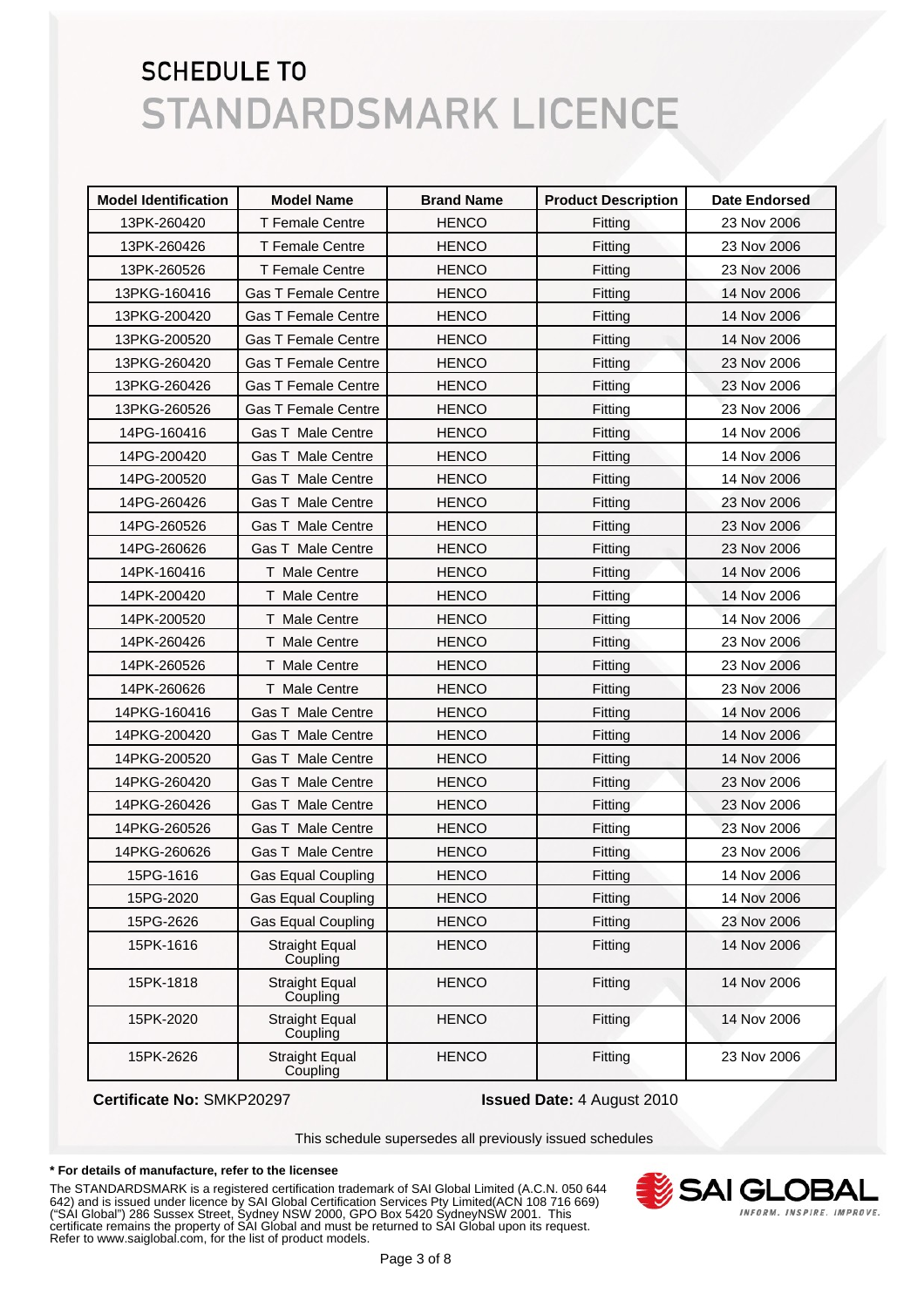# SCHEDULE TO
# STANDARDSMARK LICENCE

| Model Identification | Model Name | Brand Name | Product Description | Date Endorsed |
|---|---|---|---|---|
| 13PK-260420 | T Female Centre | HENCO | Fitting | 23 Nov 2006 |
| 13PK-260426 | T Female Centre | HENCO | Fitting | 23 Nov 2006 |
| 13PK-260526 | T Female Centre | HENCO | Fitting | 23 Nov 2006 |
| 13PKG-160416 | Gas T Female Centre | HENCO | Fitting | 14 Nov 2006 |
| 13PKG-200420 | Gas T Female Centre | HENCO | Fitting | 14 Nov 2006 |
| 13PKG-200520 | Gas T Female Centre | HENCO | Fitting | 14 Nov 2006 |
| 13PKG-260420 | Gas T Female Centre | HENCO | Fitting | 23 Nov 2006 |
| 13PKG-260426 | Gas T Female Centre | HENCO | Fitting | 23 Nov 2006 |
| 13PKG-260526 | Gas T Female Centre | HENCO | Fitting | 23 Nov 2006 |
| 14PG-160416 | Gas T Male Centre | HENCO | Fitting | 14 Nov 2006 |
| 14PG-200420 | Gas T Male Centre | HENCO | Fitting | 14 Nov 2006 |
| 14PG-200520 | Gas T Male Centre | HENCO | Fitting | 14 Nov 2006 |
| 14PG-260426 | Gas T Male Centre | HENCO | Fitting | 23 Nov 2006 |
| 14PG-260526 | Gas T Male Centre | HENCO | Fitting | 23 Nov 2006 |
| 14PG-260626 | Gas T Male Centre | HENCO | Fitting | 23 Nov 2006 |
| 14PK-160416 | T Male Centre | HENCO | Fitting | 14 Nov 2006 |
| 14PK-200420 | T Male Centre | HENCO | Fitting | 14 Nov 2006 |
| 14PK-200520 | T Male Centre | HENCO | Fitting | 14 Nov 2006 |
| 14PK-260426 | T Male Centre | HENCO | Fitting | 23 Nov 2006 |
| 14PK-260526 | T Male Centre | HENCO | Fitting | 23 Nov 2006 |
| 14PK-260626 | T Male Centre | HENCO | Fitting | 23 Nov 2006 |
| 14PKG-160416 | Gas T Male Centre | HENCO | Fitting | 14 Nov 2006 |
| 14PKG-200420 | Gas T Male Centre | HENCO | Fitting | 14 Nov 2006 |
| 14PKG-200520 | Gas T Male Centre | HENCO | Fitting | 14 Nov 2006 |
| 14PKG-260420 | Gas T Male Centre | HENCO | Fitting | 23 Nov 2006 |
| 14PKG-260426 | Gas T Male Centre | HENCO | Fitting | 23 Nov 2006 |
| 14PKG-260526 | Gas T Male Centre | HENCO | Fitting | 23 Nov 2006 |
| 14PKG-260626 | Gas T Male Centre | HENCO | Fitting | 23 Nov 2006 |
| 15PG-1616 | Gas Equal Coupling | HENCO | Fitting | 14 Nov 2006 |
| 15PG-2020 | Gas Equal Coupling | HENCO | Fitting | 14 Nov 2006 |
| 15PG-2626 | Gas Equal Coupling | HENCO | Fitting | 23 Nov 2006 |
| 15PK-1616 | Straight Equal Coupling | HENCO | Fitting | 14 Nov 2006 |
| 15PK-1818 | Straight Equal Coupling | HENCO | Fitting | 14 Nov 2006 |
| 15PK-2020 | Straight Equal Coupling | HENCO | Fitting | 14 Nov 2006 |
| 15PK-2626 | Straight Equal Coupling | HENCO | Fitting | 23 Nov 2006 |

**Certificate No:** SMKP20297 **Issued Date:** 4 August 2010

This schedule supersedes all previously issued schedules

**\* For details of manufacture, refer to the licensee**

The STANDARDSMARK is a registered certification trademark of SAI Global Limited (A.C.N. 050 644 642) and is issued under licence by SAI Global Certification Services Pty Limited(ACN 108 716 669) ("SAI Global") 286 Sussex Street, Sydney NSW 2000, GPO Box 5420 SydneyNSW 2001. This certificate remains the property of SAI Global and must be returned to SAI Global upon its request. Refer to www.saiglobal.com, for the list of product models.

SAI GLOBAL
INFORM. INSPIRE. IMPROVE.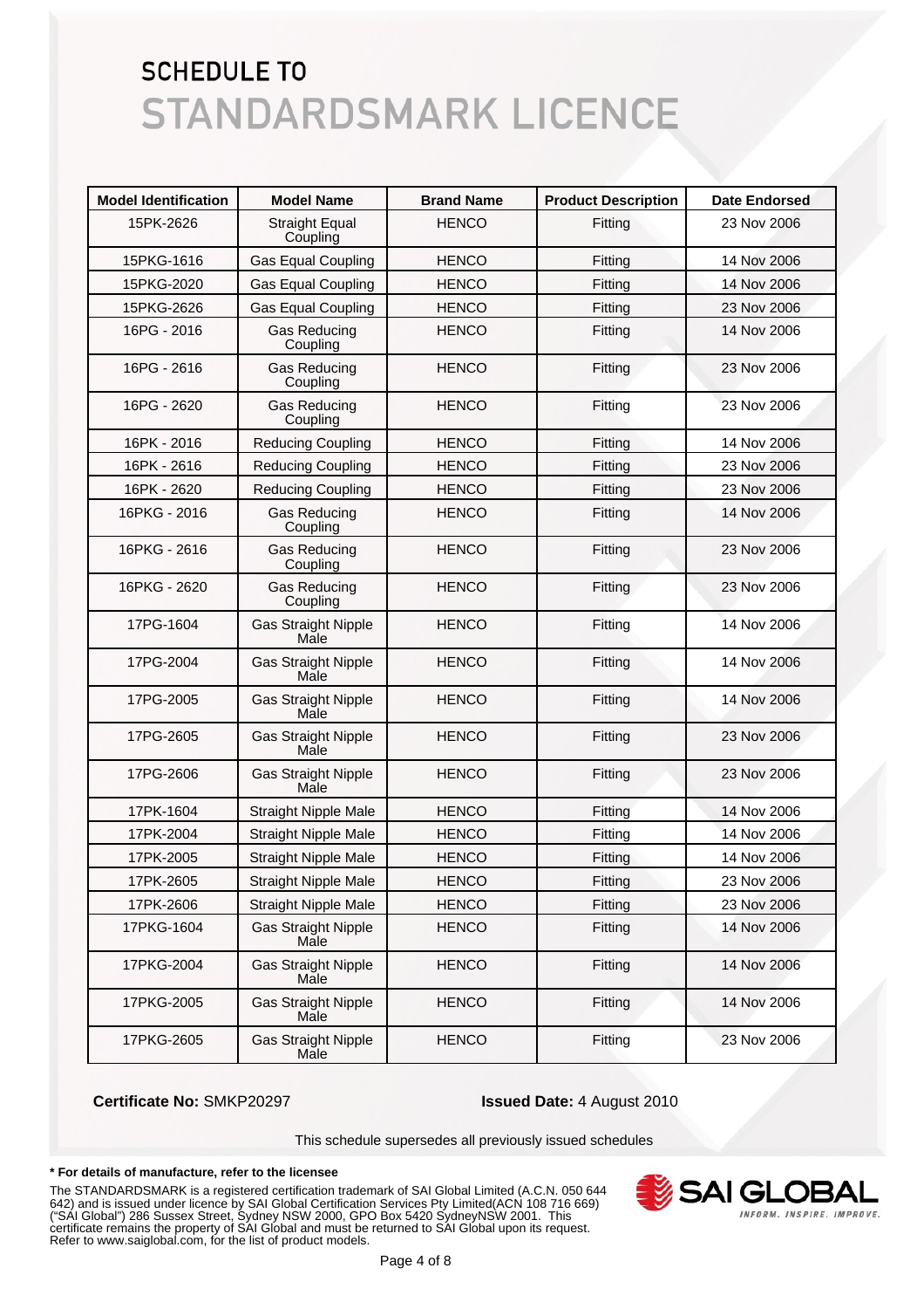# SCHEDULE TO
# STANDARDSMARK LICENCE

| Model Identification | Model Name | Brand Name | Product Description | Date Endorsed |
|---|---|---|---|---|
| 15PK-2626 | Straight Equal Coupling | HENCO | Fitting | 23 Nov 2006 |
| 15PKG-1616 | Gas Equal Coupling | HENCO | Fitting | 14 Nov 2006 |
| 15PKG-2020 | Gas Equal Coupling | HENCO | Fitting | 14 Nov 2006 |
| 15PKG-2626 | Gas Equal Coupling | HENCO | Fitting | 23 Nov 2006 |
| 16PG - 2016 | Gas Reducing Coupling | HENCO | Fitting | 14 Nov 2006 |
| 16PG - 2616 | Gas Reducing Coupling | HENCO | Fitting | 23 Nov 2006 |
| 16PG - 2620 | Gas Reducing Coupling | HENCO | Fitting | 23 Nov 2006 |
| 16PK - 2016 | Reducing Coupling | HENCO | Fitting | 14 Nov 2006 |
| 16PK - 2616 | Reducing Coupling | HENCO | Fitting | 23 Nov 2006 |
| 16PK - 2620 | Reducing Coupling | HENCO | Fitting | 23 Nov 2006 |
| 16PKG - 2016 | Gas Reducing Coupling | HENCO | Fitting | 14 Nov 2006 |
| 16PKG - 2616 | Gas Reducing Coupling | HENCO | Fitting | 23 Nov 2006 |
| 16PKG - 2620 | Gas Reducing Coupling | HENCO | Fitting | 23 Nov 2006 |
| 17PG-1604 | Gas Straight Nipple Male | HENCO | Fitting | 14 Nov 2006 |
| 17PG-2004 | Gas Straight Nipple Male | HENCO | Fitting | 14 Nov 2006 |
| 17PG-2005 | Gas Straight Nipple Male | HENCO | Fitting | 14 Nov 2006 |
| 17PG-2605 | Gas Straight Nipple Male | HENCO | Fitting | 23 Nov 2006 |
| 17PG-2606 | Gas Straight Nipple Male | HENCO | Fitting | 23 Nov 2006 |
| 17PK-1604 | Straight Nipple Male | HENCO | Fitting | 14 Nov 2006 |
| 17PK-2004 | Straight Nipple Male | HENCO | Fitting | 14 Nov 2006 |
| 17PK-2005 | Straight Nipple Male | HENCO | Fitting | 14 Nov 2006 |
| 17PK-2605 | Straight Nipple Male | HENCO | Fitting | 23 Nov 2006 |
| 17PK-2606 | Straight Nipple Male | HENCO | Fitting | 23 Nov 2006 |
| 17PKG-1604 | Gas Straight Nipple Male | HENCO | Fitting | 14 Nov 2006 |
| 17PKG-2004 | Gas Straight Nipple Male | HENCO | Fitting | 14 Nov 2006 |
| 17PKG-2005 | Gas Straight Nipple Male | HENCO | Fitting | 14 Nov 2006 |
| 17PKG-2605 | Gas Straight Nipple Male | HENCO | Fitting | 23 Nov 2006 |

**Certificate No:** SMKP20297

**Issued Date:** 4 August 2010

This schedule supersedes all previously issued schedules

**\* For details of manufacture, refer to the licensee**

The STANDARDSMARK is a registered certification trademark of SAI Global Limited (A.C.N. 050 644 642) and is issued under licence by SAI Global Certification Services Pty Limited(ACN 108 716 669) ("SAI Global") 286 Sussex Street, Sydney NSW 2000, GPO Box 5420 SydneyNSW 2001. This certificate remains the property of SAI Global and must be returned to SAI Global upon its request. Refer to www.saiglobal.com, for the list of product models.

SAI GLOBAL
INFORM. INSPIRE. IMPROVE.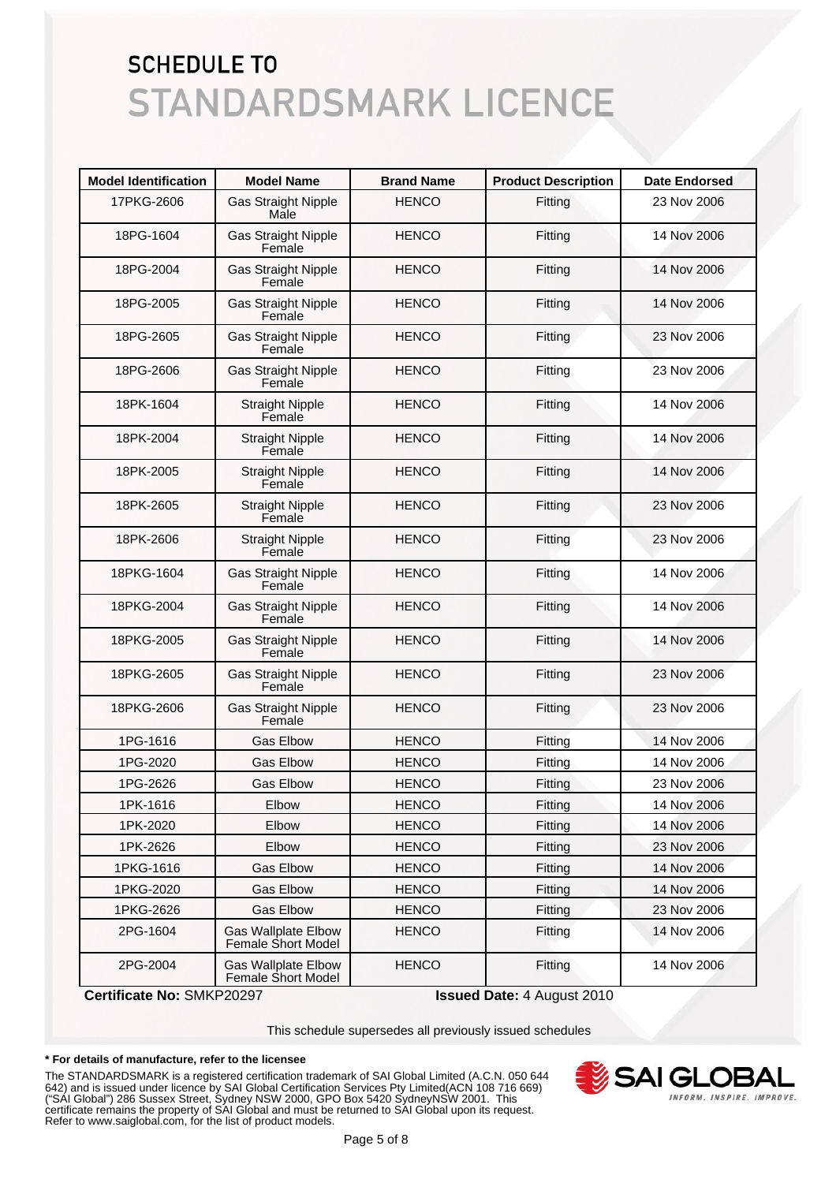# SCHEDULE TO STANDARDSMARK LICENCE

| Model Identification | Model Name | Brand Name | Product Description | Date Endorsed |
|---|---|---|---|---|
| 17PKG-2606 | Gas Straight Nipple Male | HENCO | Fitting | 23 Nov 2006 |
| 18PG-1604 | Gas Straight Nipple Female | HENCO | Fitting | 14 Nov 2006 |
| 18PG-2004 | Gas Straight Nipple Female | HENCO | Fitting | 14 Nov 2006 |
| 18PG-2005 | Gas Straight Nipple Female | HENCO | Fitting | 14 Nov 2006 |
| 18PG-2605 | Gas Straight Nipple Female | HENCO | Fitting | 23 Nov 2006 |
| 18PG-2606 | Gas Straight Nipple Female | HENCO | Fitting | 23 Nov 2006 |
| 18PK-1604 | Straight Nipple Female | HENCO | Fitting | 14 Nov 2006 |
| 18PK-2004 | Straight Nipple Female | HENCO | Fitting | 14 Nov 2006 |
| 18PK-2005 | Straight Nipple Female | HENCO | Fitting | 14 Nov 2006 |
| 18PK-2605 | Straight Nipple Female | HENCO | Fitting | 23 Nov 2006 |
| 18PK-2606 | Straight Nipple Female | HENCO | Fitting | 23 Nov 2006 |
| 18PKG-1604 | Gas Straight Nipple Female | HENCO | Fitting | 14 Nov 2006 |
| 18PKG-2004 | Gas Straight Nipple Female | HENCO | Fitting | 14 Nov 2006 |
| 18PKG-2005 | Gas Straight Nipple Female | HENCO | Fitting | 14 Nov 2006 |
| 18PKG-2605 | Gas Straight Nipple Female | HENCO | Fitting | 23 Nov 2006 |
| 18PKG-2606 | Gas Straight Nipple Female | HENCO | Fitting | 23 Nov 2006 |
| 1PG-1616 | Gas Elbow | HENCO | Fitting | 14 Nov 2006 |
| 1PG-2020 | Gas Elbow | HENCO | Fitting | 14 Nov 2006 |
| 1PG-2626 | Gas Elbow | HENCO | Fitting | 23 Nov 2006 |
| 1PK-1616 | Elbow | HENCO | Fitting | 14 Nov 2006 |
| 1PK-2020 | Elbow | HENCO | Fitting | 14 Nov 2006 |
| 1PK-2626 | Elbow | HENCO | Fitting | 23 Nov 2006 |
| 1PKG-1616 | Gas Elbow | HENCO | Fitting | 14 Nov 2006 |
| 1PKG-2020 | Gas Elbow | HENCO | Fitting | 14 Nov 2006 |
| 1PKG-2626 | Gas Elbow | HENCO | Fitting | 23 Nov 2006 |
| 2PG-1604 | Gas Wallplate Elbow Female Short Model | HENCO | Fitting | 14 Nov 2006 |
| 2PG-2004 | Gas Wallplate Elbow Female Short Model | HENCO | Fitting | 14 Nov 2006 |

**Certificate No:** SMKP20297 **Issued Date:** 4 August 2010

This schedule supersedes all previously issued schedules

**\* For details of manufacture, refer to the licensee**

The STANDARDSMARK is a registered certification trademark of SAI Global Limited (A.C.N. 050 644 642) and is issued under licence by SAI Global Certification Services Pty Limited(ACN 108 716 669) ("SAI Global") 286 Sussex Street, Sydney NSW 2000, GPO Box 5420 SydneyNSW 2001. This certificate remains the property of SAI Global and must be returned to SAI Global upon its request. Refer to www.saiglobal.com, for the list of product models.

SAI GLOBAL
INFORM. INSPIRE. IMPROVE.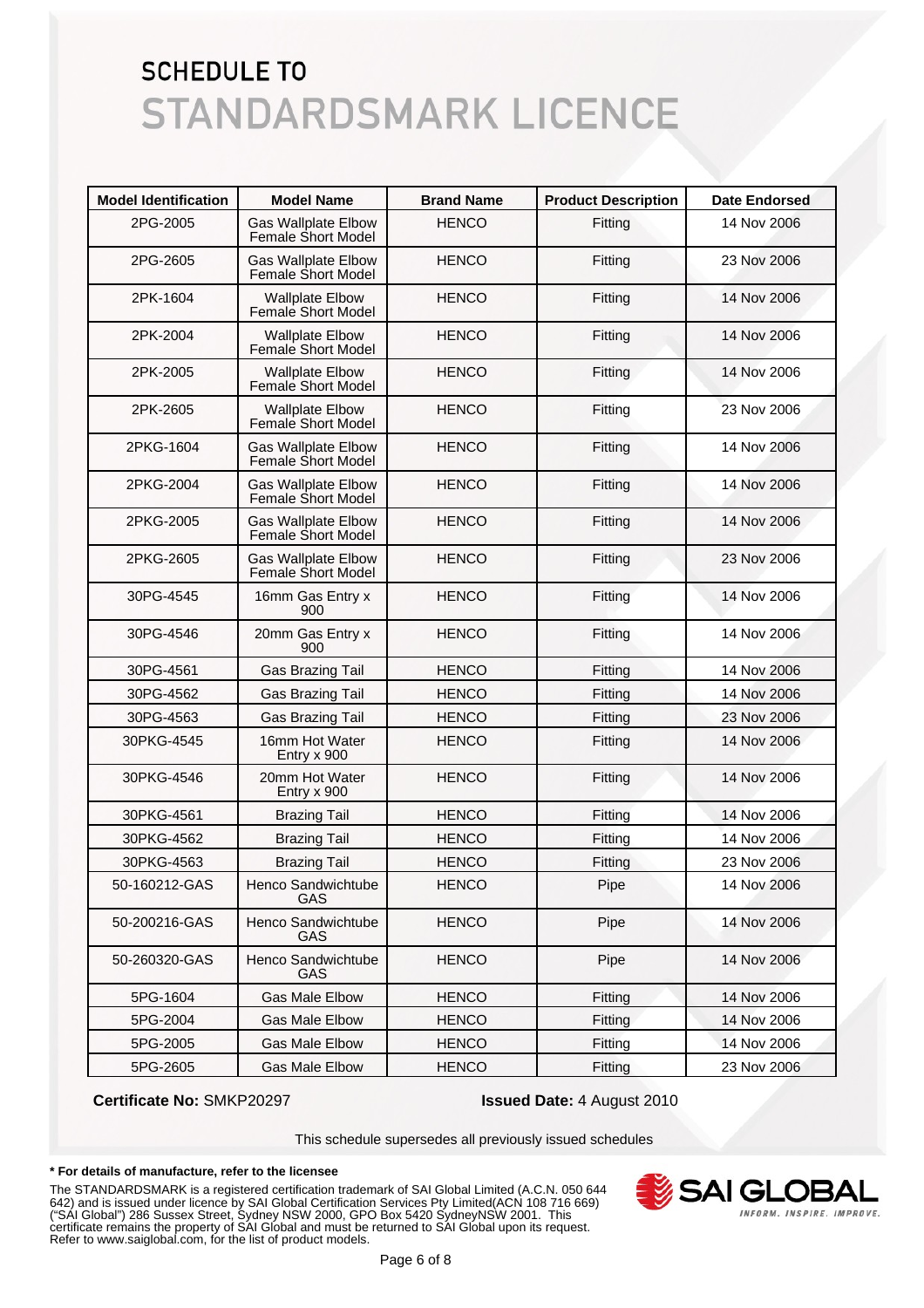# SCHEDULE TO
# STANDARDSMARK LICENCE

| Model Identification | Model Name | Brand Name | Product Description | Date Endorsed |
|---|---|---|---|---|
| 2PG-2005 | Gas Wallplate Elbow Female Short Model | HENCO | Fitting | 14 Nov 2006 |
| 2PG-2605 | Gas Wallplate Elbow Female Short Model | HENCO | Fitting | 23 Nov 2006 |
| 2PK-1604 | Wallplate Elbow Female Short Model | HENCO | Fitting | 14 Nov 2006 |
| 2PK-2004 | Wallplate Elbow Female Short Model | HENCO | Fitting | 14 Nov 2006 |
| 2PK-2005 | Wallplate Elbow Female Short Model | HENCO | Fitting | 14 Nov 2006 |
| 2PK-2605 | Wallplate Elbow Female Short Model | HENCO | Fitting | 23 Nov 2006 |
| 2PKG-1604 | Gas Wallplate Elbow Female Short Model | HENCO | Fitting | 14 Nov 2006 |
| 2PKG-2004 | Gas Wallplate Elbow Female Short Model | HENCO | Fitting | 14 Nov 2006 |
| 2PKG-2005 | Gas Wallplate Elbow Female Short Model | HENCO | Fitting | 14 Nov 2006 |
| 2PKG-2605 | Gas Wallplate Elbow Female Short Model | HENCO | Fitting | 23 Nov 2006 |
| 30PG-4545 | 16mm Gas Entry x 900 | HENCO | Fitting | 14 Nov 2006 |
| 30PG-4546 | 20mm Gas Entry x 900 | HENCO | Fitting | 14 Nov 2006 |
| 30PG-4561 | Gas Brazing Tail | HENCO | Fitting | 14 Nov 2006 |
| 30PG-4562 | Gas Brazing Tail | HENCO | Fitting | 14 Nov 2006 |
| 30PG-4563 | Gas Brazing Tail | HENCO | Fitting | 23 Nov 2006 |
| 30PKG-4545 | 16mm Hot Water Entry x 900 | HENCO | Fitting | 14 Nov 2006 |
| 30PKG-4546 | 20mm Hot Water Entry x 900 | HENCO | Fitting | 14 Nov 2006 |
| 30PKG-4561 | Brazing Tail | HENCO | Fitting | 14 Nov 2006 |
| 30PKG-4562 | Brazing Tail | HENCO | Fitting | 14 Nov 2006 |
| 30PKG-4563 | Brazing Tail | HENCO | Fitting | 23 Nov 2006 |
| 50-160212-GAS | Henco Sandwichtube GAS | HENCO | Pipe | 14 Nov 2006 |
| 50-200216-GAS | Henco Sandwichtube GAS | HENCO | Pipe | 14 Nov 2006 |
| 50-260320-GAS | Henco Sandwichtube GAS | HENCO | Pipe | 14 Nov 2006 |
| 5PG-1604 | Gas Male Elbow | HENCO | Fitting | 14 Nov 2006 |
| 5PG-2004 | Gas Male Elbow | HENCO | Fitting | 14 Nov 2006 |
| 5PG-2005 | Gas Male Elbow | HENCO | Fitting | 14 Nov 2006 |
| 5PG-2605 | Gas Male Elbow | HENCO | Fitting | 23 Nov 2006 |

**Certificate No:** SMKP20297 **Issued Date:** 4 August 2010

This schedule supersedes all previously issued schedules

**\* For details of manufacture, refer to the licensee**

The STANDARDSMARK is a registered certification trademark of SAI Global Limited (A.C.N. 050 644 642) and is issued under licence by SAI Global Certification Services Pty Limited(ACN 108 716 669) ("SAI Global") 286 Sussex Street, Sydney NSW 2000, GPO Box 5420 SydneyNSW 2001. This certificate remains the property of SAI Global and must be returned to SAI Global upon its request. Refer to www.saiglobal.com, for the list of product models.

SAI GLOBAL
INFORM. INSPIRE. IMPROVE.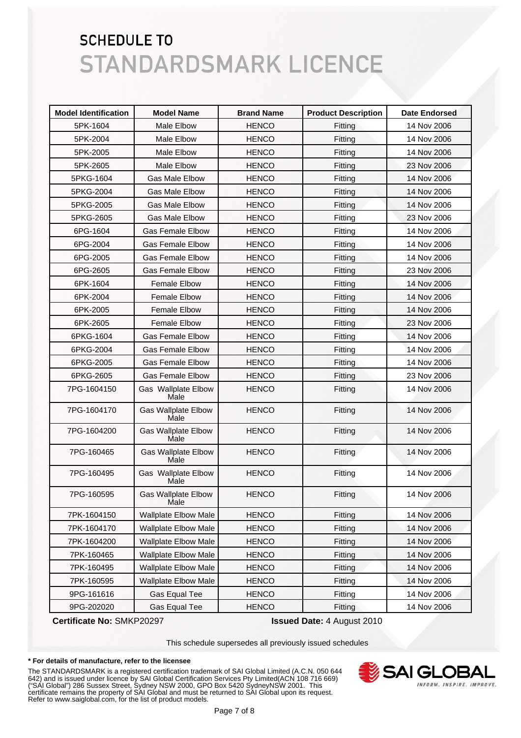# SCHEDULE TO
# STANDARDSMARK LICENCE

| Model Identification | Model Name | Brand Name | Product Description | Date Endorsed |
|---|---|---|---|---|
| 5PK-1604 | Male Elbow | HENCO | Fitting | 14 Nov 2006 |
| 5PK-2004 | Male Elbow | HENCO | Fitting | 14 Nov 2006 |
| 5PK-2005 | Male Elbow | HENCO | Fitting | 14 Nov 2006 |
| 5PK-2605 | Male Elbow | HENCO | Fitting | 23 Nov 2006 |
| 5PKG-1604 | Gas Male Elbow | HENCO | Fitting | 14 Nov 2006 |
| 5PKG-2004 | Gas Male Elbow | HENCO | Fitting | 14 Nov 2006 |
| 5PKG-2005 | Gas Male Elbow | HENCO | Fitting | 14 Nov 2006 |
| 5PKG-2605 | Gas Male Elbow | HENCO | Fitting | 23 Nov 2006 |
| 6PG-1604 | Gas Female Elbow | HENCO | Fitting | 14 Nov 2006 |
| 6PG-2004 | Gas Female Elbow | HENCO | Fitting | 14 Nov 2006 |
| 6PG-2005 | Gas Female Elbow | HENCO | Fitting | 14 Nov 2006 |
| 6PG-2605 | Gas Female Elbow | HENCO | Fitting | 23 Nov 2006 |
| 6PK-1604 | Female Elbow | HENCO | Fitting | 14 Nov 2006 |
| 6PK-2004 | Female Elbow | HENCO | Fitting | 14 Nov 2006 |
| 6PK-2005 | Female Elbow | HENCO | Fitting | 14 Nov 2006 |
| 6PK-2605 | Female Elbow | HENCO | Fitting | 23 Nov 2006 |
| 6PKG-1604 | Gas Female Elbow | HENCO | Fitting | 14 Nov 2006 |
| 6PKG-2004 | Gas Female Elbow | HENCO | Fitting | 14 Nov 2006 |
| 6PKG-2005 | Gas Female Elbow | HENCO | Fitting | 14 Nov 2006 |
| 6PKG-2605 | Gas Female Elbow | HENCO | Fitting | 23 Nov 2006 |
| 7PG-1604150 | Gas Wallplate Elbow Male | HENCO | Fitting | 14 Nov 2006 |
| 7PG-1604170 | Gas Wallplate Elbow Male | HENCO | Fitting | 14 Nov 2006 |
| 7PG-1604200 | Gas Wallplate Elbow Male | HENCO | Fitting | 14 Nov 2006 |
| 7PG-160465 | Gas Wallplate Elbow Male | HENCO | Fitting | 14 Nov 2006 |
| 7PG-160495 | Gas Wallplate Elbow Male | HENCO | Fitting | 14 Nov 2006 |
| 7PG-160595 | Gas Wallplate Elbow Male | HENCO | Fitting | 14 Nov 2006 |
| 7PK-1604150 | Wallplate Elbow Male | HENCO | Fitting | 14 Nov 2006 |
| 7PK-1604170 | Wallplate Elbow Male | HENCO | Fitting | 14 Nov 2006 |
| 7PK-1604200 | Wallplate Elbow Male | HENCO | Fitting | 14 Nov 2006 |
| 7PK-160465 | Wallplate Elbow Male | HENCO | Fitting | 14 Nov 2006 |
| 7PK-160495 | Wallplate Elbow Male | HENCO | Fitting | 14 Nov 2006 |
| 7PK-160595 | Wallplate Elbow Male | HENCO | Fitting | 14 Nov 2006 |
| 9PG-161616 | Gas Equal Tee | HENCO | Fitting | 14 Nov 2006 |
| 9PG-202020 | Gas Equal Tee | HENCO | Fitting | 14 Nov 2006 |

**Certificate No:** SMKP20297 **Issued Date:** 4 August 2010

This schedule supersedes all previously issued schedules

**\* For details of manufacture, refer to the licensee**

The STANDARDSMARK is a registered certification trademark of SAI Global Limited (A.C.N. 050 644 642) and is issued under licence by SAI Global Certification Services Pty Limited(ACN 108 716 669) ("SAI Global") 286 Sussex Street, Sydney NSW 2000, GPO Box 5420 SydneyNSW 2001. This certificate remains the property of SAI Global and must be returned to SAI Global upon its request. Refer to www.saiglobal.com, for the list of product models.

SAI GLOBAL
INFORM. INSPIRE. IMPROVE.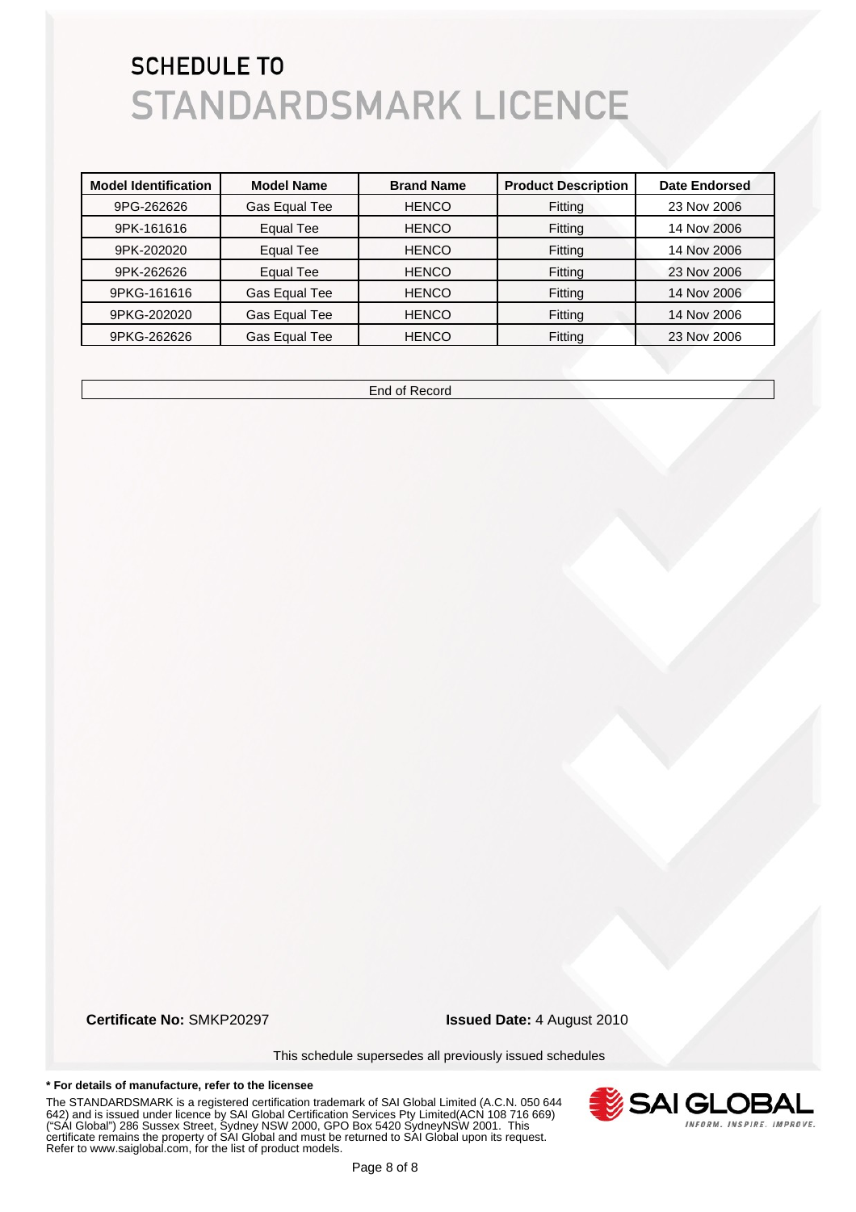# SCHEDULE TO
# STANDARDSMARK LICENCE

| Model Identification | Model Name | Brand Name | Product Description | Date Endorsed |
|---|---|---|---|---|
| 9PG-262626 | Gas Equal Tee | HENCO | Fitting | 23 Nov 2006 |
| 9PK-161616 | Equal Tee | HENCO | Fitting | 14 Nov 2006 |
| 9PK-202020 | Equal Tee | HENCO | Fitting | 14 Nov 2006 |
| 9PK-262626 | Equal Tee | HENCO | Fitting | 23 Nov 2006 |
| 9PKG-161616 | Gas Equal Tee | HENCO | Fitting | 14 Nov 2006 |
| 9PKG-202020 | Gas Equal Tee | HENCO | Fitting | 14 Nov 2006 |
| 9PKG-262626 | Gas Equal Tee | HENCO | Fitting | 23 Nov 2006 |

End of Record

**Certificate No:** SMKP20297 **Issued Date:** 4 August 2010

This schedule supersedes all previously issued schedules

**\* For details of manufacture, refer to the licensee**

The STANDARDSMARK is a registered certification trademark of SAI Global Limited (A.C.N. 050 644 642) and is issued under licence by SAI Global Certification Services Pty Limited(ACN 108 716 669) ("SAI Global") 286 Sussex Street, Sydney NSW 2000, GPO Box 5420 SydneyNSW 2001. This certificate remains the property of SAI Global and must be returned to SAI Global upon its request. Refer to www.saiglobal.com, for the list of product models.

SAI GLOBAL
INFORM. INSPIRE. IMPROVE.